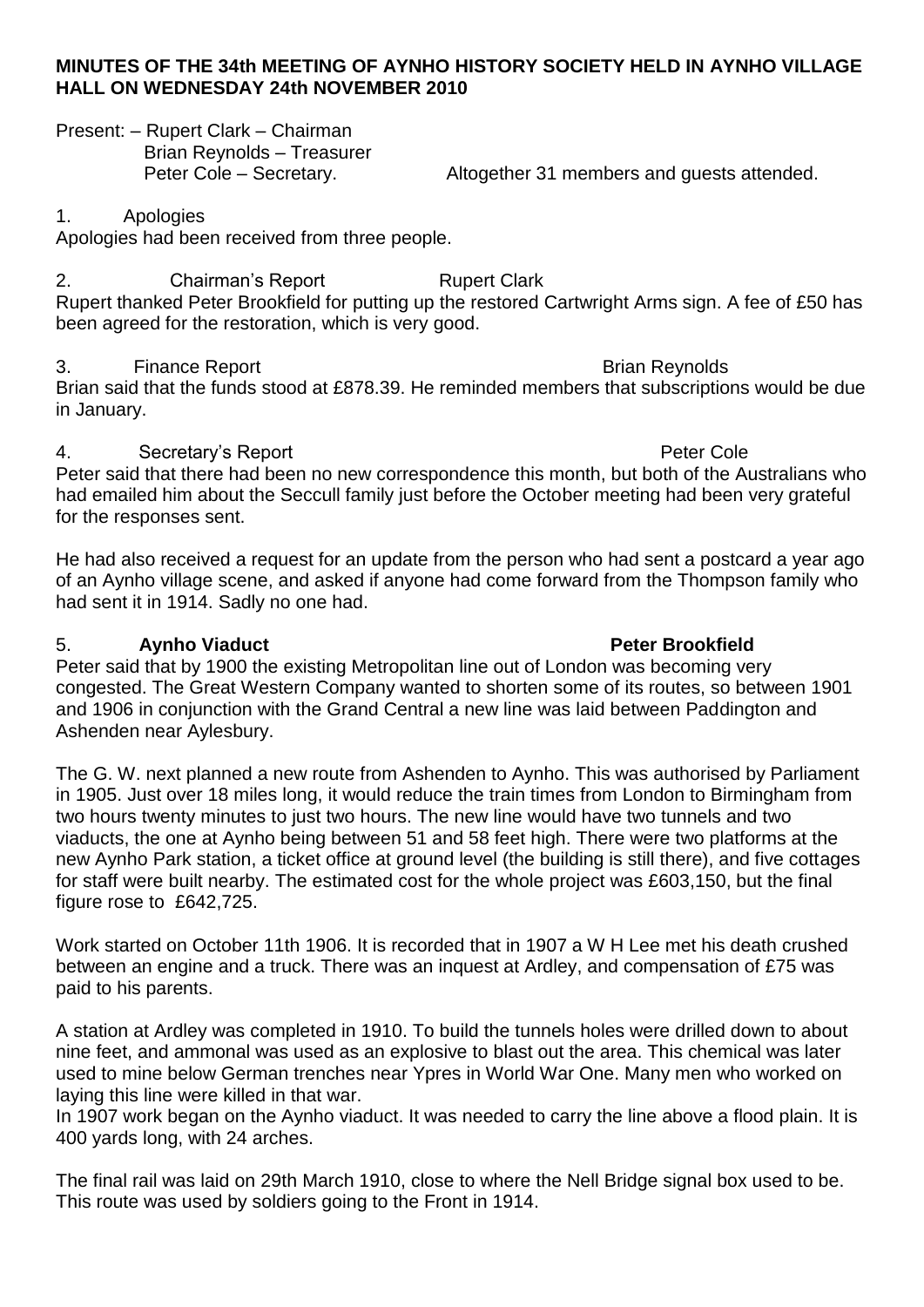**MINUTES OF THE 34th MEETING OF AYNHO HISTORY SOCIETY HELD IN AYNHO VILLAGE HALL ON WEDNESDAY 24th NOVEMBER 2010**

Present: – Rupert Clark – Chairman
Brian Reynolds – Treasurer
Peter Cole – Secretary. Altogether 31 members and guests attended.

1. Apologies

Apologies had been received from three people.

2. Chairman's Report Rupert Clark

Rupert thanked Peter Brookfield for putting up the restored Cartwright Arms sign. A fee of £50 has been agreed for the restoration, which is very good.

3. Finance Report Brian Reynolds

Brian said that the funds stood at £878.39. He reminded members that subscriptions would be due in January.

4. Secretary's Report Peter Cole

Peter said that there had been no new correspondence this month, but both of the Australians who had emailed him about the Seccull family just before the October meeting had been very grateful for the responses sent.

He had also received a request for an update from the person who had sent a postcard a year ago of an Aynho village scene, and asked if anyone had come forward from the Thompson family who had sent it in 1914. Sadly no one had.

5. **Aynho Viaduct** **Peter Brookfield**

Peter said that by 1900 the existing Metropolitan line out of London was becoming very congested. The Great Western Company wanted to shorten some of its routes, so between 1901 and 1906 in conjunction with the Grand Central a new line was laid between Paddington and Ashenden near Aylesbury.

The G. W. next planned a new route from Ashenden to Aynho. This was authorised by Parliament in 1905. Just over 18 miles long, it would reduce the train times from London to Birmingham from two hours twenty minutes to just two hours. The new line would have two tunnels and two viaducts, the one at Aynho being between 51 and 58 feet high. There were two platforms at the new Aynho Park station, a ticket office at ground level (the building is still there), and five cottages for staff were built nearby. The estimated cost for the whole project was £603,150, but the final figure rose to £642,725.

Work started on October 11th 1906. It is recorded that in 1907 a W H Lee met his death crushed between an engine and a truck. There was an inquest at Ardley, and compensation of £75 was paid to his parents.

A station at Ardley was completed in 1910. To build the tunnels holes were drilled down to about nine feet, and ammonal was used as an explosive to blast out the area. This chemical was later used to mine below German trenches near Ypres in World War One. Many men who worked on laying this line were killed in that war.

In 1907 work began on the Aynho viaduct. It was needed to carry the line above a flood plain. It is 400 yards long, with 24 arches.

The final rail was laid on 29th March 1910, close to where the Nell Bridge signal box used to be. This route was used by soldiers going to the Front in 1914.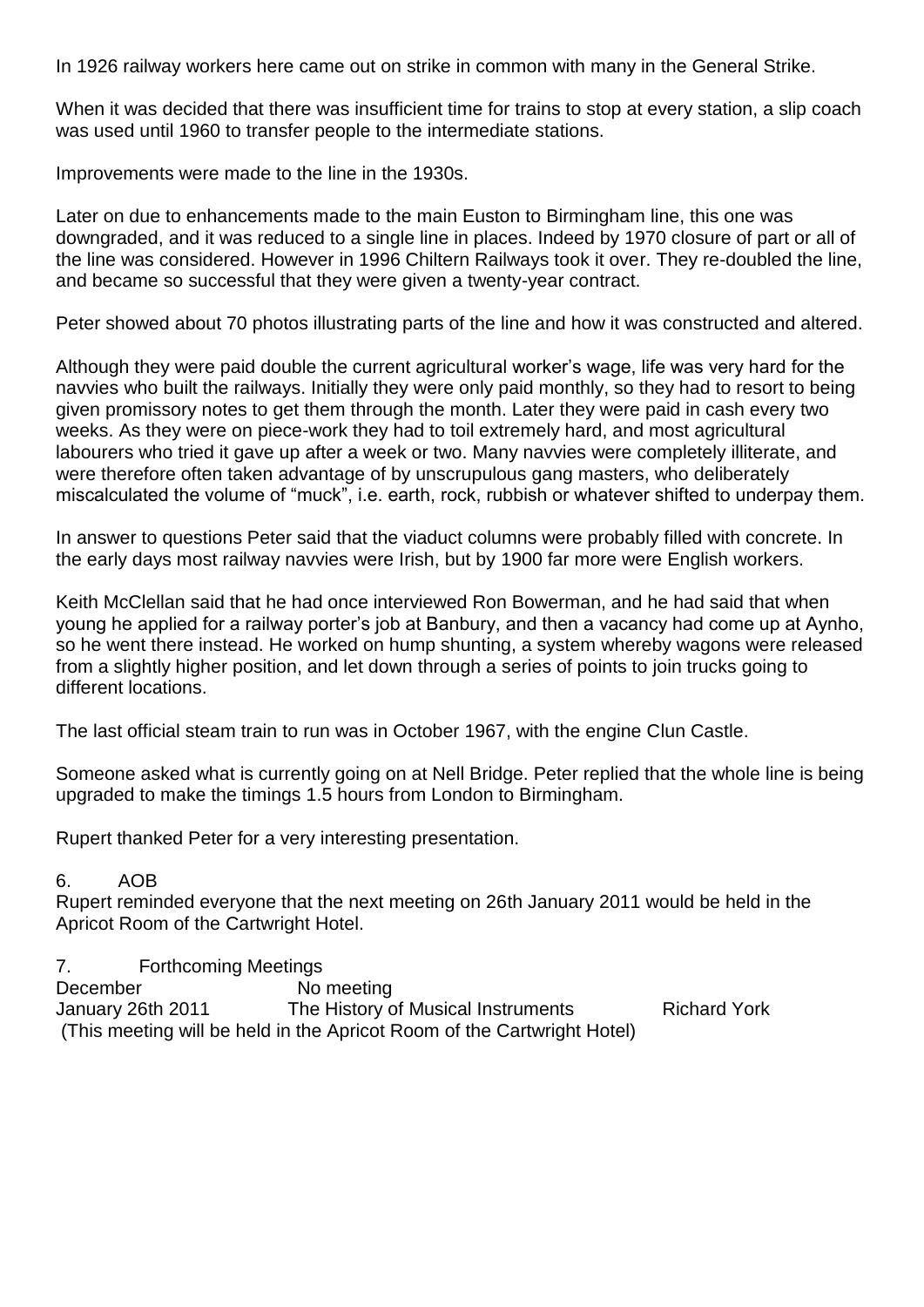In 1926 railway workers here came out on strike in common with many in the General Strike.

When it was decided that there was insufficient time for trains to stop at every station, a slip coach was used until 1960 to transfer people to the intermediate stations.

Improvements were made to the line in the 1930s.

Later on due to enhancements made to the main Euston to Birmingham line, this one was downgraded, and it was reduced to a single line in places. Indeed by 1970 closure of part or all of the line was considered. However in 1996 Chiltern Railways took it over. They re-doubled the line, and became so successful that they were given a twenty-year contract.

Peter showed about 70 photos illustrating parts of the line and how it was constructed and altered.

Although they were paid double the current agricultural worker's wage, life was very hard for the navvies who built the railways. Initially they were only paid monthly, so they had to resort to being given promissory notes to get them through the month. Later they were paid in cash every two weeks. As they were on piece-work they had to toil extremely hard, and most agricultural labourers who tried it gave up after a week or two. Many navvies were completely illiterate, and were therefore often taken advantage of by unscrupulous gang masters, who deliberately miscalculated the volume of "muck", i.e. earth, rock, rubbish or whatever shifted to underpay them.

In answer to questions Peter said that the viaduct columns were probably filled with concrete. In the early days most railway navvies were Irish, but by 1900 far more were English workers.

Keith McClellan said that he had once interviewed Ron Bowerman, and he had said that when young he applied for a railway porter's job at Banbury, and then a vacancy had come up at Aynho, so he went there instead. He worked on hump shunting, a system whereby wagons were released from a slightly higher position, and let down through a series of points to join trucks going to different locations.

The last official steam train to run was in October 1967, with the engine Clun Castle.

Someone asked what is currently going on at Nell Bridge. Peter replied that the whole line is being upgraded to make the timings 1.5 hours from London to Birmingham.

Rupert thanked Peter for a very interesting presentation.

6. AOB

Rupert reminded everyone that the next meeting on 26th January 2011 would be held in the Apricot Room of the Cartwright Hotel.

7. Forthcoming Meetings

| | | |
|---|---|---|
| December | No meeting | |
| January 26th 2011 | The History of Musical Instruments | Richard York |

(This meeting will be held in the Apricot Room of the Cartwright Hotel)